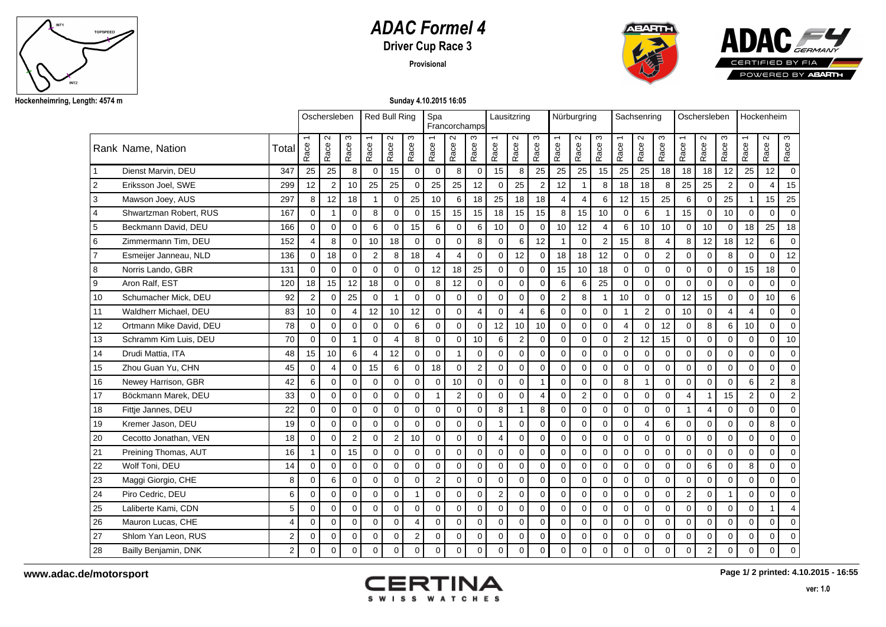# ADAC Formel 4

## Driver Cup Race 3

**Provisional**

Hockenheimring, Length: 4574 m

Sunday 4.10.2015 16:05

| Rank | Name, Nation | Total | Oschersleben | | | Red Bull Ring | | | Spa Francorchamps | | | Lausitzring | | | Nürburgring | | | Sachsenring | | | Oschersleben | | | Hockenheim | | |
|---|---|---|---|---|---|---|---|---|---|---|---|---|---|---|---|---|---|---|---|---|---|---|---|---|---|---|
| | | | Race 1 | Race 2 | Race 3 | Race 1 | Race 2 | Race 3 | Race 1 | Race 2 | Race 3 | Race 1 | Race 2 | Race 3 | Race 1 | Race 2 | Race 3 | Race 1 | Race 2 | Race 3 | Race 1 | Race 2 | Race 3 | Race 1 | Race 2 | Race 3 |
| 1 | Dienst Marvin, DEU | 347 | 25 | 25 | 8 | 0 | 15 | 0 | 0 | 8 | 0 | 15 | 8 | 25 | 25 | 25 | 15 | 25 | 25 | 18 | 18 | 18 | 12 | 25 | 12 | 0 |
| 2 | Eriksson Joel, SWE | 299 | 12 | 2 | 10 | 25 | 25 | 0 | 25 | 25 | 12 | 0 | 25 | 2 | 12 | 1 | 8 | 18 | 18 | 8 | 25 | 25 | 2 | 0 | 4 | 15 |
| 3 | Mawson Joey, AUS | 297 | 8 | 12 | 18 | 1 | 0 | 25 | 10 | 6 | 18 | 25 | 18 | 18 | 4 | 4 | 6 | 12 | 15 | 25 | 6 | 0 | 25 | 1 | 15 | 25 |
| 4 | Shwartzman Robert, RUS | 167 | 0 | 1 | 0 | 8 | 0 | 0 | 15 | 15 | 15 | 18 | 15 | 15 | 8 | 15 | 10 | 0 | 6 | 1 | 15 | 0 | 10 | 0 | 0 | 0 |
| 5 | Beckmann David, DEU | 166 | 0 | 0 | 0 | 6 | 0 | 15 | 6 | 0 | 6 | 10 | 0 | 0 | 10 | 12 | 4 | 6 | 10 | 10 | 0 | 10 | 0 | 18 | 25 | 18 |
| 6 | Zimmermann Tim, DEU | 152 | 4 | 8 | 0 | 10 | 18 | 0 | 0 | 0 | 8 | 0 | 6 | 12 | 1 | 0 | 2 | 15 | 8 | 4 | 8 | 12 | 18 | 12 | 6 | 0 |
| 7 | Esmeijer Janneau, NLD | 136 | 0 | 18 | 0 | 2 | 8 | 18 | 4 | 4 | 0 | 0 | 12 | 0 | 18 | 18 | 12 | 0 | 0 | 2 | 0 | 0 | 8 | 0 | 0 | 12 |
| 8 | Norris Lando, GBR | 131 | 0 | 0 | 0 | 0 | 0 | 0 | 12 | 18 | 25 | 0 | 0 | 0 | 15 | 10 | 18 | 0 | 0 | 0 | 0 | 0 | 0 | 15 | 18 | 0 |
| 9 | Aron Ralf, EST | 120 | 18 | 15 | 12 | 18 | 0 | 0 | 8 | 12 | 0 | 0 | 0 | 0 | 6 | 6 | 25 | 0 | 0 | 0 | 0 | 0 | 0 | 0 | 0 | 0 |
| 10 | Schumacher Mick, DEU | 92 | 2 | 0 | 25 | 0 | 1 | 0 | 0 | 0 | 0 | 0 | 0 | 0 | 2 | 8 | 1 | 10 | 0 | 0 | 12 | 15 | 0 | 0 | 10 | 6 |
| 11 | Waldherr Michael, DEU | 83 | 10 | 0 | 4 | 12 | 10 | 12 | 0 | 0 | 4 | 0 | 4 | 6 | 0 | 0 | 0 | 1 | 2 | 0 | 10 | 0 | 4 | 4 | 0 | 0 |
| 12 | Ortmann Mike David, DEU | 78 | 0 | 0 | 0 | 0 | 0 | 6 | 0 | 0 | 0 | 12 | 10 | 10 | 0 | 0 | 0 | 4 | 0 | 12 | 0 | 8 | 6 | 10 | 0 | 0 |
| 13 | Schramm Kim Luis, DEU | 70 | 0 | 0 | 1 | 0 | 4 | 8 | 0 | 0 | 10 | 6 | 2 | 0 | 0 | 0 | 0 | 2 | 12 | 15 | 0 | 0 | 0 | 0 | 0 | 10 |
| 14 | Drudi Mattia, ITA | 48 | 15 | 10 | 6 | 4 | 12 | 0 | 0 | 1 | 0 | 0 | 0 | 0 | 0 | 0 | 0 | 0 | 0 | 0 | 0 | 0 | 0 | 0 | 0 | 0 |
| 15 | Zhou Guan Yu, CHN | 45 | 0 | 4 | 0 | 15 | 6 | 0 | 18 | 0 | 2 | 0 | 0 | 0 | 0 | 0 | 0 | 0 | 0 | 0 | 0 | 0 | 0 | 0 | 0 | 0 |
| 16 | Newey Harrison, GBR | 42 | 6 | 0 | 0 | 0 | 0 | 0 | 0 | 10 | 0 | 0 | 0 | 1 | 0 | 0 | 0 | 8 | 1 | 0 | 0 | 0 | 0 | 6 | 2 | 8 |
| 17 | Böckmann Marek, DEU | 33 | 0 | 0 | 0 | 0 | 0 | 0 | 1 | 2 | 0 | 0 | 0 | 4 | 0 | 2 | 0 | 0 | 0 | 0 | 4 | 1 | 15 | 2 | 0 | 2 |
| 18 | Fittje Jannes, DEU | 22 | 0 | 0 | 0 | 0 | 0 | 0 | 0 | 0 | 0 | 8 | 1 | 8 | 0 | 0 | 0 | 0 | 0 | 0 | 1 | 4 | 0 | 0 | 0 | 0 |
| 19 | Kremer Jason, DEU | 19 | 0 | 0 | 0 | 0 | 0 | 0 | 0 | 0 | 0 | 1 | 0 | 0 | 0 | 0 | 0 | 0 | 4 | 6 | 0 | 0 | 0 | 0 | 8 | 0 |
| 20 | Cecotto Jonathan, VEN | 18 | 0 | 0 | 2 | 0 | 2 | 10 | 0 | 0 | 0 | 4 | 0 | 0 | 0 | 0 | 0 | 0 | 0 | 0 | 0 | 0 | 0 | 0 | 0 | 0 |
| 21 | Preining Thomas, AUT | 16 | 1 | 0 | 15 | 0 | 0 | 0 | 0 | 0 | 0 | 0 | 0 | 0 | 0 | 0 | 0 | 0 | 0 | 0 | 0 | 0 | 0 | 0 | 0 | 0 |
| 22 | Wolf Toni, DEU | 14 | 0 | 0 | 0 | 0 | 0 | 0 | 0 | 0 | 0 | 0 | 0 | 0 | 0 | 0 | 0 | 0 | 0 | 0 | 0 | 6 | 0 | 8 | 0 | 0 |
| 23 | Maggi Giorgio, CHE | 8 | 0 | 6 | 0 | 0 | 0 | 0 | 2 | 0 | 0 | 0 | 0 | 0 | 0 | 0 | 0 | 0 | 0 | 0 | 0 | 0 | 0 | 0 | 0 | 0 |
| 24 | Piro Cedric, DEU | 6 | 0 | 0 | 0 | 0 | 0 | 1 | 0 | 0 | 0 | 2 | 0 | 0 | 0 | 0 | 0 | 0 | 0 | 0 | 2 | 0 | 1 | 0 | 0 | 0 |
| 25 | Laliberte Kami, CDN | 5 | 0 | 0 | 0 | 0 | 0 | 0 | 0 | 0 | 0 | 0 | 0 | 0 | 0 | 0 | 0 | 0 | 0 | 0 | 0 | 0 | 0 | 0 | 1 | 4 |
| 26 | Mauron Lucas, CHE | 4 | 0 | 0 | 0 | 0 | 0 | 4 | 0 | 0 | 0 | 0 | 0 | 0 | 0 | 0 | 0 | 0 | 0 | 0 | 0 | 0 | 0 | 0 | 0 | 0 |
| 27 | Shlom Yan Leon, RUS | 2 | 0 | 0 | 0 | 0 | 0 | 2 | 0 | 0 | 0 | 0 | 0 | 0 | 0 | 0 | 0 | 0 | 0 | 0 | 0 | 0 | 0 | 0 | 0 | 0 |
| 28 | Bailly Benjamin, DNK | 2 | 0 | 0 | 0 | 0 | 0 | 0 | 0 | 0 | 0 | 0 | 0 | 0 | 0 | 0 | 0 | 0 | 0 | 0 | 0 | 2 | 0 | 0 | 0 | 0 |

www.adac.de/motorsport

Page 1/ 2 printed: 4.10.2015 - 16:55

ver: 1.0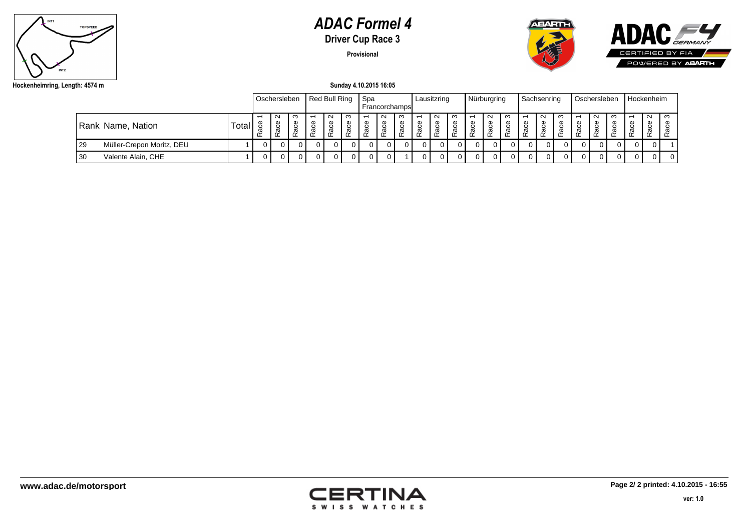# ADAC Formel 4

**Driver Cup Race 3**

**Provisional**

**Hockenheimring, Length: 4574 m**

**Sunday 4.10.2015 16:05**

| | | | Oschersleben | | | Red Bull Ring | | | Spa Francorchamps | | | Lausitzring | | | Nürburgring | | | Sachsenring | | | Oschersleben | | | Hockenheim | | |
|---|---|---|---|---|---|---|---|---|---|---|---|---|---|---|---|---|---|---|---|---|---|---|---|---|---|---|
| Rank | Name, Nation | Total | Race 1 | Race 2 | Race 3 | Race 1 | Race 2 | Race 3 | Race 1 | Race 2 | Race 3 | Race 1 | Race 2 | Race 3 | Race 1 | Race 2 | Race 3 | Race 1 | Race 2 | Race 3 | Race 1 | Race 2 | Race 3 | Race 1 | Race 2 | Race 3 |
| 29 | Müller-Crepon Moritz, DEU | 1 | 0 | 0 | 0 | 0 | 0 | 0 | 0 | 0 | 0 | 0 | 0 | 0 | 0 | 0 | 0 | 0 | 0 | 0 | 0 | 0 | 0 | 0 | 0 | 1 |
| 30 | Valente Alain, CHE | 1 | 0 | 0 | 0 | 0 | 0 | 0 | 0 | 0 | 1 | 0 | 0 | 0 | 0 | 0 | 0 | 0 | 0 | 0 | 0 | 0 | 0 | 0 | 0 | 0 |

www.adac.de/motorsport

printed: 4.10.2015 - 16:55

ver: 1.0